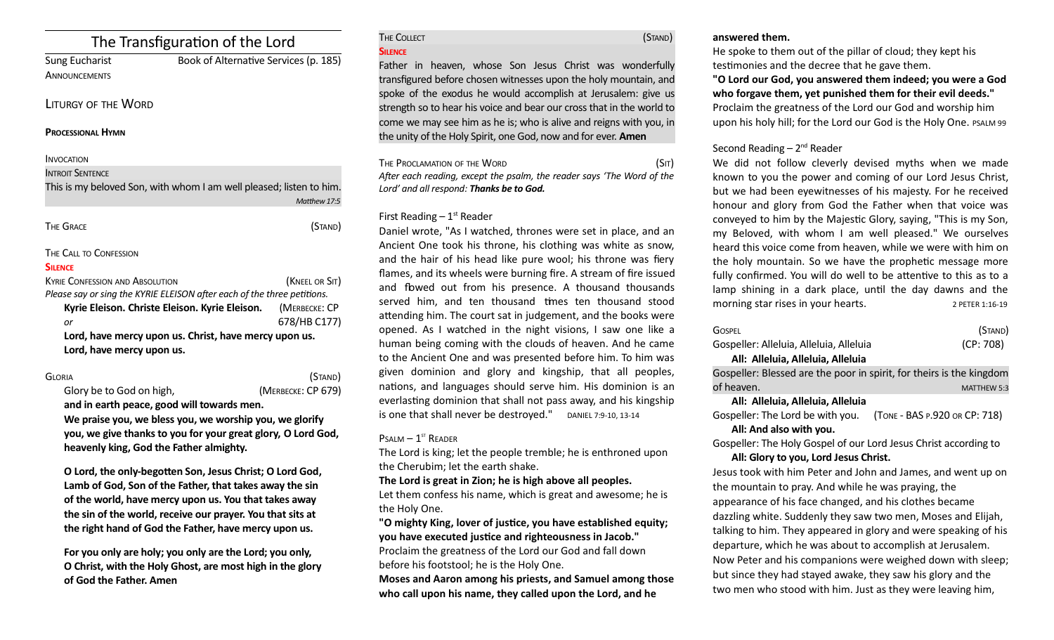# The Transfiguration of the Lord

Sung Eucharist — Book of Alternative Services (p. 185)

ANNOUNCEMENTS

## LITURGY OF THE WORD

**PROCESSIONAL HYMN**

INVOCATION

INTROIT SENTENCE

This is my beloved Son, with whom I am well pleased; listen to him.
*Matthew 17:5*

THE GRACE (STAND)

THE CALL TO CONFESSION

**SILENCE**

KYRIE CONFESSION AND ABSOLUTION (KNEEL OR SIT)

*Please say or sing the KYRIE ELEISON after each of the three petitions.*

**Kyrie Eleison. Christe Eleison. Kyrie Eleison.** (MERBECKE: CP 678/HB C177)

*or*

**Lord, have mercy upon us. Christ, have mercy upon us. Lord, have mercy upon us.**

GLORIA (STAND)

Glory be to God on high, (MERBECKE: CP 679)

**and in earth peace, good will towards men.**

**We praise you, we bless you, we worship you, we glorify you, we give thanks to you for your great glory, O Lord God, heavenly king, God the Father almighty.**

**O Lord, the only-begotten Son, Jesus Christ; O Lord God, Lamb of God, Son of the Father, that takes away the sin of the world, have mercy upon us. You that takes away the sin of the world, receive our prayer. You that sits at the right hand of God the Father, have mercy upon us.**

**For you only are holy; you only are the Lord; you only, O Christ, with the Holy Ghost, are most high in the glory of God the Father. Amen**

THE COLLECT (STAND)

**SILENCE**

Father in heaven, whose Son Jesus Christ was wonderfully transfigured before chosen witnesses upon the holy mountain, and spoke of the exodus he would accomplish at Jerusalem: give us strength so to hear his voice and bear our cross that in the world to come we may see him as he is; who is alive and reigns with you, in the unity of the Holy Spirit, one God, now and for ever. **Amen**

THE PROCLAMATION OF THE WORD (SIT)

*After each reading, except the psalm, the reader says 'The Word of the Lord' and all respond:* ***Thanks be to God.***

First Reading – 1st Reader

Daniel wrote, "As I watched, thrones were set in place, and an Ancient One took his throne, his clothing was white as snow, and the hair of his head like pure wool; his throne was fiery flames, and its wheels were burning fire. A stream of fire issued and flowed out from his presence. A thousand thousands served him, and ten thousand times ten thousand stood attending him. The court sat in judgement, and the books were opened. As I watched in the night visions, I saw one like a human being coming with the clouds of heaven. And he came to the Ancient One and was presented before him. To him was given dominion and glory and kingship, that all peoples, nations, and languages should serve him. His dominion is an everlasting dominion that shall not pass away, and his kingship is one that shall never be destroyed." DANIEL 7:9-10, 13-14

PSALM – 1ST READER

The Lord is king; let the people tremble; he is enthroned upon the Cherubim; let the earth shake.

**The Lord is great in Zion; he is high above all peoples.**

Let them confess his name, which is great and awesome; he is the Holy One.

**"O mighty King, lover of justice, you have established equity; you have executed justice and righteousness in Jacob."**

Proclaim the greatness of the Lord our God and fall down before his footstool; he is the Holy One.

**Moses and Aaron among his priests, and Samuel among those who call upon his name, they called upon the Lord, and he answered them.**

He spoke to them out of the pillar of cloud; they kept his testimonies and the decree that he gave them.

**"O Lord our God, you answered them indeed; you were a God who forgave them, yet punished them for their evil deeds."**

Proclaim the greatness of the Lord our God and worship him upon his holy hill; for the Lord our God is the Holy One. PSALM 99

Second Reading – 2nd Reader

We did not follow cleverly devised myths when we made known to you the power and coming of our Lord Jesus Christ, but we had been eyewitnesses of his majesty. For he received honour and glory from God the Father when that voice was conveyed to him by the Majestic Glory, saying, "This is my Son, my Beloved, with whom I am well pleased." We ourselves heard this voice come from heaven, while we were with him on the holy mountain. So we have the prophetic message more fully confirmed. You will do well to be attentive to this as to a lamp shining in a dark place, until the day dawns and the morning star rises in your hearts. 2 PETER 1:16-19

GOSPEL (STAND)

Gospeller: Alleluia, Alleluia, Alleluia (CP: 708)

**All: Alleluia, Alleluia, Alleluia**

Gospeller: Blessed are the poor in spirit, for theirs is the kingdom of heaven. MATTHEW 5:3

**All: Alleluia, Alleluia, Alleluia**

Gospeller: The Lord be with you. (TONE - BAS P.920 OR CP: 718)

**All: And also with you.**

Gospeller: The Holy Gospel of our Lord Jesus Christ according to

**All: Glory to you, Lord Jesus Christ.**

Jesus took with him Peter and John and James, and went up on the mountain to pray. And while he was praying, the appearance of his face changed, and his clothes became dazzling white. Suddenly they saw two men, Moses and Elijah, talking to him. They appeared in glory and were speaking of his departure, which he was about to accomplish at Jerusalem. Now Peter and his companions were weighed down with sleep; but since they had stayed awake, they saw his glory and the two men who stood with him. Just as they were leaving him,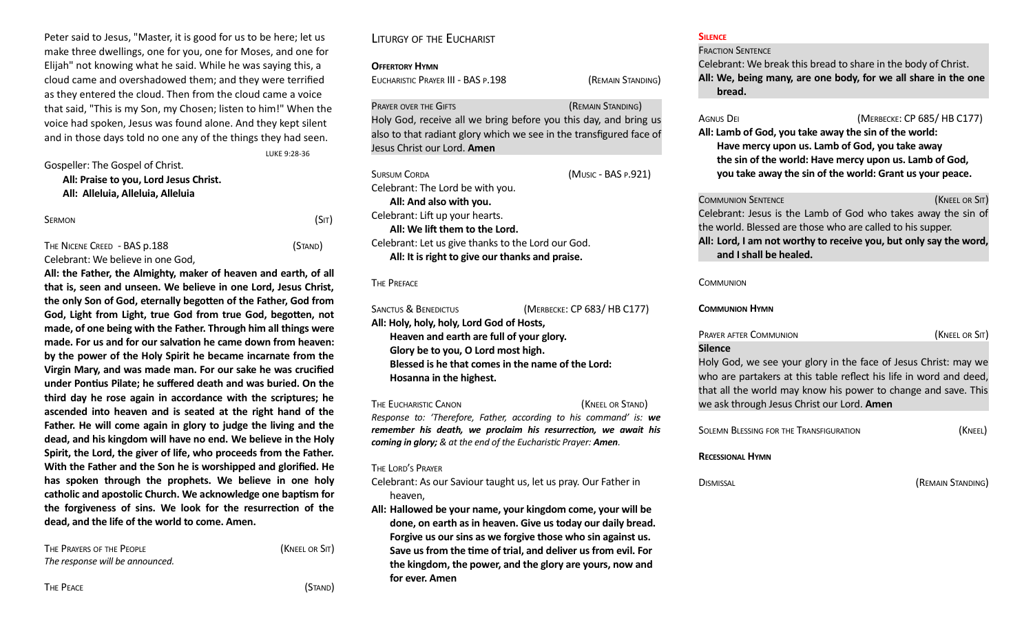Peter said to Jesus, "Master, it is good for us to be here; let us make three dwellings, one for you, one for Moses, and one for Elijah" not knowing what he said. While he was saying this, a cloud came and overshadowed them; and they were terrified as they entered the cloud. Then from the cloud came a voice that said, "This is my Son, my Chosen; listen to him!" When the voice had spoken, Jesus was found alone. And they kept silent and in those days told no one any of the things they had seen.

LUKE 9:28-36

Gospeller: The Gospel of Christ.

**All: Praise to you, Lord Jesus Christ.**
**All: Alleluia, Alleluia, Alleluia**

SERMON (SIT)

THE NICENE CREED - BAS p.188 (STAND)

Celebrant: We believe in one God,

**All: the Father, the Almighty, maker of heaven and earth, of all that is, seen and unseen. We believe in one Lord, Jesus Christ, the only Son of God, eternally begotten of the Father, God from God, Light from Light, true God from true God, begotten, not made, of one being with the Father. Through him all things were made. For us and for our salvation he came down from heaven: by the power of the Holy Spirit he became incarnate from the Virgin Mary, and was made man. For our sake he was crucified under Pontius Pilate; he suffered death and was buried. On the third day he rose again in accordance with the scriptures; he ascended into heaven and is seated at the right hand of the Father. He will come again in glory to judge the living and the dead, and his kingdom will have no end. We believe in the Holy Spirit, the Lord, the giver of life, who proceeds from the Father. With the Father and the Son he is worshipped and glorified. He has spoken through the prophets. We believe in one holy catholic and apostolic Church. We acknowledge one baptism for the forgiveness of sins. We look for the resurrection of the dead, and the life of the world to come. Amen.**

THE PRAYERS OF THE PEOPLE (KNEEL OR SIT)

*The response will be announced.*

THE PEACE (STAND)

## LITURGY OF THE EUCHARIST

**OFFERTORY HYMN**

EUCHARISTIC PRAYER III - BAS P.198 (REMAIN STANDING)

PRAYER OVER THE GIFTS (REMAIN STANDING)

Holy God, receive all we bring before you this day, and bring us also to that radiant glory which we see in the transfigured face of Jesus Christ our Lord. **Amen**

SURSUM CORDA (MUSIC - BAS P.921)

Celebrant: The Lord be with you.
**All: And also with you.**
Celebrant: Lift up your hearts.
**All: We lift them to the Lord.**
Celebrant: Let us give thanks to the Lord our God.
**All: It is right to give our thanks and praise.**

THE PREFACE

SANCTUS & BENEDICTUS (MERBECKE: CP 683/ HB C177)

**All: Holy, holy, holy, Lord God of Hosts,**
**Heaven and earth are full of your glory.**
**Glory be to you, O Lord most high.**
**Blessed is he that comes in the name of the Lord:**
**Hosanna in the highest.**

THE EUCHARISTIC CANON (KNEEL OR STAND)

*Response to: 'Therefore, Father, according to his command' is:* ***we remember his death, we proclaim his resurrection, we await his coming in glory;*** *& at the end of the Eucharistic Prayer:* ***Amen****.*

THE LORD'S PRAYER

Celebrant: As our Saviour taught us, let us pray. Our Father in heaven,

**All: Hallowed be your name, your kingdom come, your will be done, on earth as in heaven. Give us today our daily bread. Forgive us our sins as we forgive those who sin against us. Save us from the time of trial, and deliver us from evil. For the kingdom, the power, and the glory are yours, now and for ever. Amen**

**SILENCE**

FRACTION SENTENCE

Celebrant: We break this bread to share in the body of Christ.
**All: We, being many, are one body, for we all share in the one bread.**

AGNUS DEI (MERBECKE: CP 685/ HB C177)

**All: Lamb of God, you take away the sin of the world:**
**Have mercy upon us. Lamb of God, you take away the sin of the world: Have mercy upon us. Lamb of God, you take away the sin of the world: Grant us your peace.**

COMMUNION SENTENCE (KNEEL OR SIT)

Celebrant: Jesus is the Lamb of God who takes away the sin of the world. Blessed are those who are called to his supper.
**All: Lord, I am not worthy to receive you, but only say the word, and I shall be healed.**

COMMUNION

**COMMUNION HYMN**

PRAYER AFTER COMMUNION (KNEEL OR SIT)

**Silence**

Holy God, we see your glory in the face of Jesus Christ: may we who are partakers at this table reflect his life in word and deed, that all the world may know his power to change and save. This we ask through Jesus Christ our Lord. **Amen**

SOLEMN BLESSING FOR THE TRANSFIGURATION (KNEEL)

**RECESSIONAL HYMN**

DISMISSAL (REMAIN STANDING)